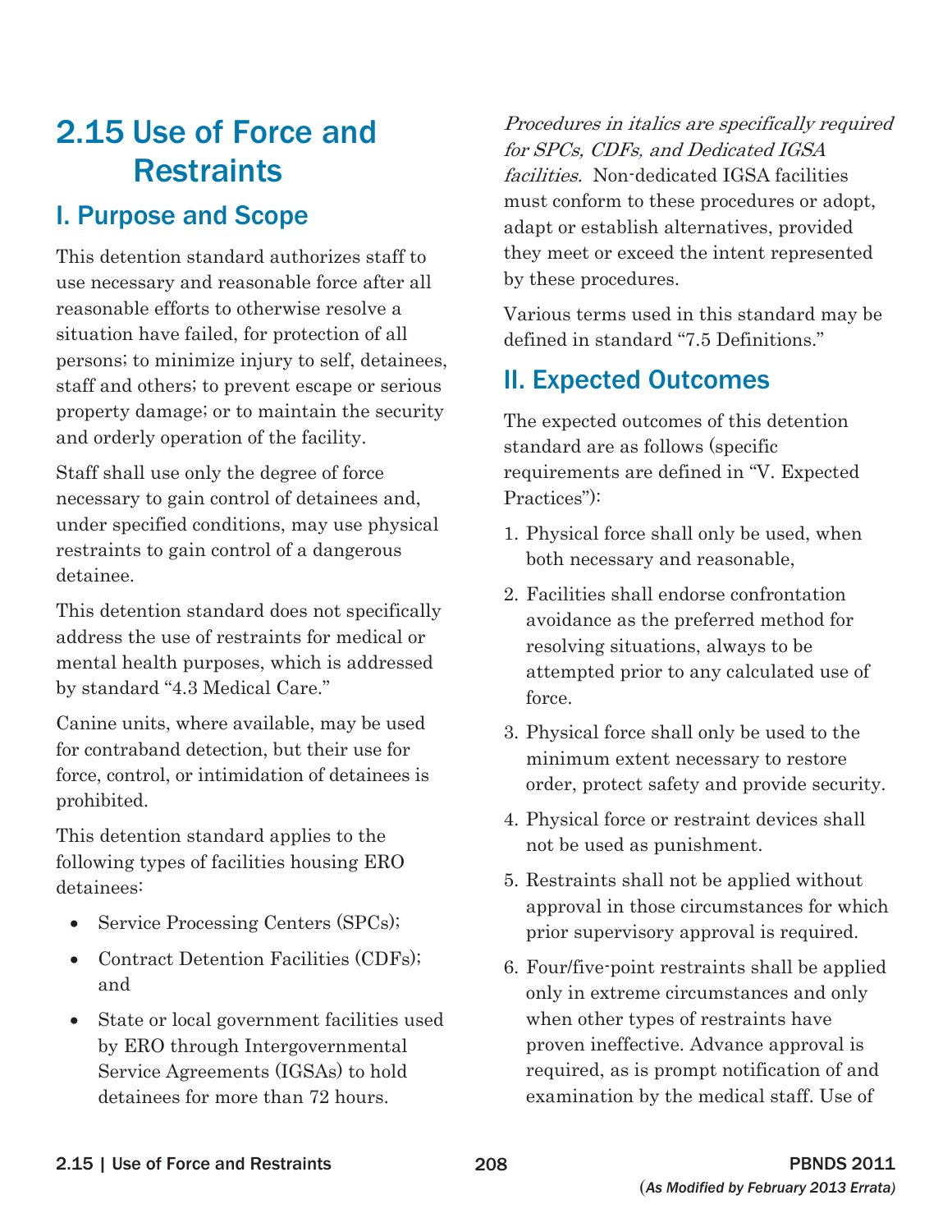# 2.15 Use of Force and Restraints

## I. Purpose and Scope

This detention standard authorizes staff to use necessary and reasonable force after all reasonable efforts to otherwise resolve a situation have failed, for protection of all persons; to minimize injury to self, detainees, staff and others; to prevent escape or serious property damage; or to maintain the security and orderly operation of the facility.

Staff shall use only the degree of force necessary to gain control of detainees and, under specified conditions, may use physical restraints to gain control of a dangerous detainee.

This detention standard does not specifically address the use of restraints for medical or mental health purposes, which is addressed by standard "4.3 Medical Care."

Canine units, where available, may be used for contraband detection, but their use for force, control, or intimidation of detainees is prohibited.

This detention standard applies to the following types of facilities housing ERO detainees:

- Service Processing Centers (SPCs);
- Contract Detention Facilities (CDFs); and
- State or local government facilities used by ERO through Intergovernmental Service Agreements (IGSAs) to hold detainees for more than 72 hours.

*Procedures in italics are specifically required for SPCs, CDFs, and Dedicated IGSA facilities.* Non-dedicated IGSA facilities must conform to these procedures or adopt, adapt or establish alternatives, provided they meet or exceed the intent represented by these procedures.

Various terms used in this standard may be defined in standard "7.5 Definitions."

## II. Expected Outcomes

The expected outcomes of this detention standard are as follows (specific requirements are defined in "V. Expected Practices"):

1. Physical force shall only be used, when both necessary and reasonable,
2. Facilities shall endorse confrontation avoidance as the preferred method for resolving situations, always to be attempted prior to any calculated use of force.
3. Physical force shall only be used to the minimum extent necessary to restore order, protect safety and provide security.
4. Physical force or restraint devices shall not be used as punishment.
5. Restraints shall not be applied without approval in those circumstances for which prior supervisory approval is required.
6. Four/five-point restraints shall be applied only in extreme circumstances and only when other types of restraints have proven ineffective. Advance approval is required, as is prompt notification of and examination by the medical staff. Use of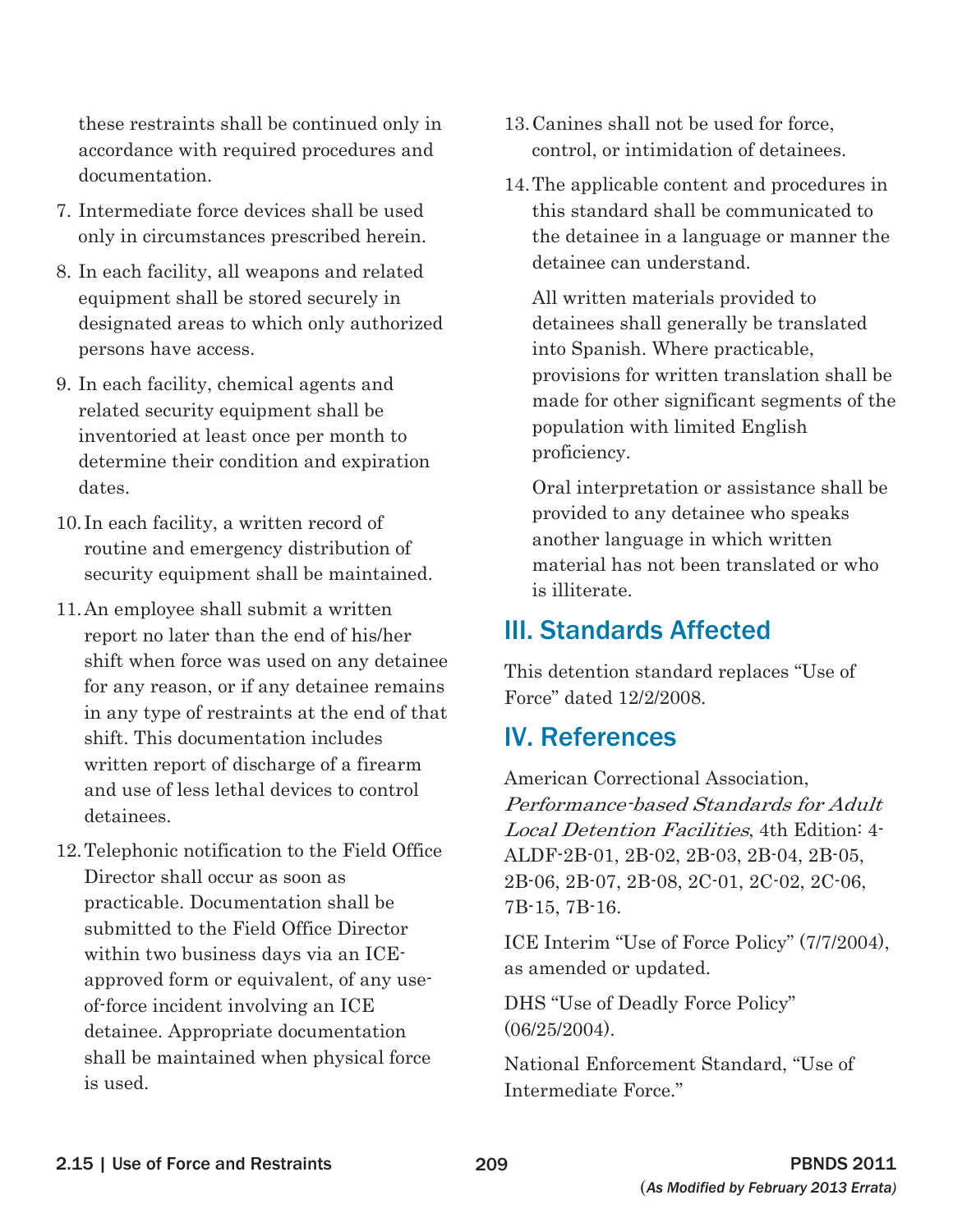these restraints shall be continued only in accordance with required procedures and documentation.

7. Intermediate force devices shall be used only in circumstances prescribed herein.
8. In each facility, all weapons and related equipment shall be stored securely in designated areas to which only authorized persons have access.
9. In each facility, chemical agents and related security equipment shall be inventoried at least once per month to determine their condition and expiration dates.
10. In each facility, a written record of routine and emergency distribution of security equipment shall be maintained.
11. An employee shall submit a written report no later than the end of his/her shift when force was used on any detainee for any reason, or if any detainee remains in any type of restraints at the end of that shift. This documentation includes written report of discharge of a firearm and use of less lethal devices to control detainees.
12. Telephonic notification to the Field Office Director shall occur as soon as practicable. Documentation shall be submitted to the Field Office Director within two business days via an ICE-approved form or equivalent, of any use-of-force incident involving an ICE detainee. Appropriate documentation shall be maintained when physical force is used.
13. Canines shall not be used for force, control, or intimidation of detainees.
14. The applicable content and procedures in this standard shall be communicated to the detainee in a language or manner the detainee can understand.

    All written materials provided to detainees shall generally be translated into Spanish. Where practicable, provisions for written translation shall be made for other significant segments of the population with limited English proficiency.

    Oral interpretation or assistance shall be provided to any detainee who speaks another language in which written material has not been translated or who is illiterate.

## III. Standards Affected

This detention standard replaces "Use of Force" dated 12/2/2008.

## IV. References

American Correctional Association, *Performance-based Standards for Adult Local Detention Facilities*, 4th Edition: 4-ALDF-2B-01, 2B-02, 2B-03, 2B-04, 2B-05, 2B-06, 2B-07, 2B-08, 2C-01, 2C-02, 2C-06, 7B-15, 7B-16.

ICE Interim "Use of Force Policy" (7/7/2004), as amended or updated.

DHS "Use of Deadly Force Policy" (06/25/2004).

National Enforcement Standard, "Use of Intermediate Force."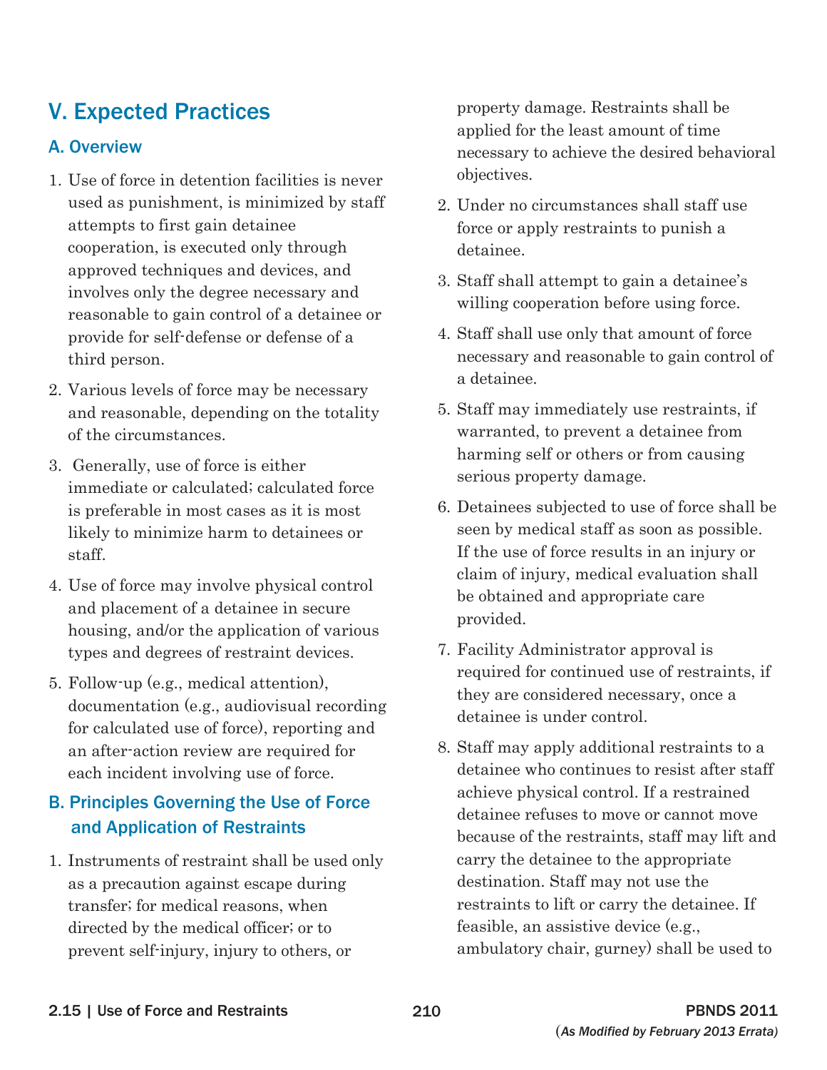## V. Expected Practices

### A. Overview

1. Use of force in detention facilities is never used as punishment, is minimized by staff attempts to first gain detainee cooperation, is executed only through approved techniques and devices, and involves only the degree necessary and reasonable to gain control of a detainee or provide for self-defense or defense of a third person.

2. Various levels of force may be necessary and reasonable, depending on the totality of the circumstances.

3. Generally, use of force is either immediate or calculated; calculated force is preferable in most cases as it is most likely to minimize harm to detainees or staff.

4. Use of force may involve physical control and placement of a detainee in secure housing, and/or the application of various types and degrees of restraint devices.

5. Follow-up (e.g., medical attention), documentation (e.g., audiovisual recording for calculated use of force), reporting and an after-action review are required for each incident involving use of force.

### B. Principles Governing the Use of Force and Application of Restraints

1. Instruments of restraint shall be used only as a precaution against escape during transfer; for medical reasons, when directed by the medical officer; or to prevent self-injury, injury to others, or property damage. Restraints shall be applied for the least amount of time necessary to achieve the desired behavioral objectives.

2. Under no circumstances shall staff use force or apply restraints to punish a detainee.

3. Staff shall attempt to gain a detainee's willing cooperation before using force.

4. Staff shall use only that amount of force necessary and reasonable to gain control of a detainee.

5. Staff may immediately use restraints, if warranted, to prevent a detainee from harming self or others or from causing serious property damage.

6. Detainees subjected to use of force shall be seen by medical staff as soon as possible. If the use of force results in an injury or claim of injury, medical evaluation shall be obtained and appropriate care provided.

7. Facility Administrator approval is required for continued use of restraints, if they are considered necessary, once a detainee is under control.

8. Staff may apply additional restraints to a detainee who continues to resist after staff achieve physical control. If a restrained detainee refuses to move or cannot move because of the restraints, staff may lift and carry the detainee to the appropriate destination. Staff may not use the restraints to lift or carry the detainee. If feasible, an assistive device (e.g., ambulatory chair, gurney) shall be used to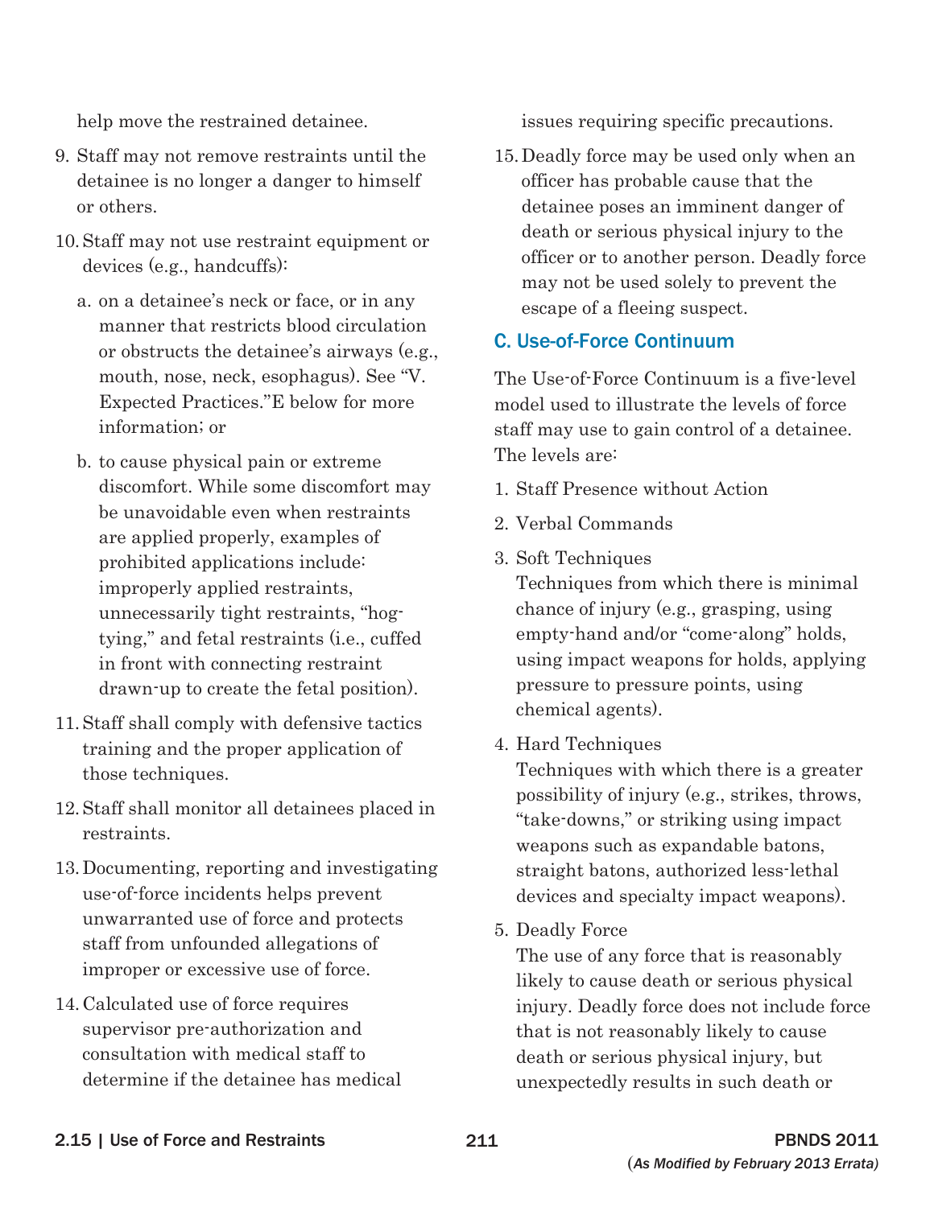help move the restrained detainee.

9. Staff may not remove restraints until the detainee is no longer a danger to himself or others.
10. Staff may not use restraint equipment or devices (e.g., handcuffs):
    a. on a detainee's neck or face, or in any manner that restricts blood circulation or obstructs the detainee's airways (e.g., mouth, nose, neck, esophagus). See "V. Expected Practices."E below for more information; or
    b. to cause physical pain or extreme discomfort. While some discomfort may be unavoidable even when restraints are applied properly, examples of prohibited applications include: improperly applied restraints, unnecessarily tight restraints, "hog-tying," and fetal restraints (i.e., cuffed in front with connecting restraint drawn-up to create the fetal position).
11. Staff shall comply with defensive tactics training and the proper application of those techniques.
12. Staff shall monitor all detainees placed in restraints.
13. Documenting, reporting and investigating use-of-force incidents helps prevent unwarranted use of force and protects staff from unfounded allegations of improper or excessive use of force.
14. Calculated use of force requires supervisor pre-authorization and consultation with medical staff to determine if the detainee has medical issues requiring specific precautions.
15. Deadly force may be used only when an officer has probable cause that the detainee poses an imminent danger of death or serious physical injury to the officer or to another person. Deadly force may not be used solely to prevent the escape of a fleeing suspect.

## C. Use-of-Force Continuum

The Use-of-Force Continuum is a five-level model used to illustrate the levels of force staff may use to gain control of a detainee. The levels are:

1. Staff Presence without Action
2. Verbal Commands
3. Soft Techniques
   Techniques from which there is minimal chance of injury (e.g., grasping, using empty-hand and/or "come-along" holds, using impact weapons for holds, applying pressure to pressure points, using chemical agents).
4. Hard Techniques
   Techniques with which there is a greater possibility of injury (e.g., strikes, throws, "take-downs," or striking using impact weapons such as expandable batons, straight batons, authorized less-lethal devices and specialty impact weapons).
5. Deadly Force
   The use of any force that is reasonably likely to cause death or serious physical injury. Deadly force does not include force that is not reasonably likely to cause death or serious physical injury, but unexpectedly results in such death or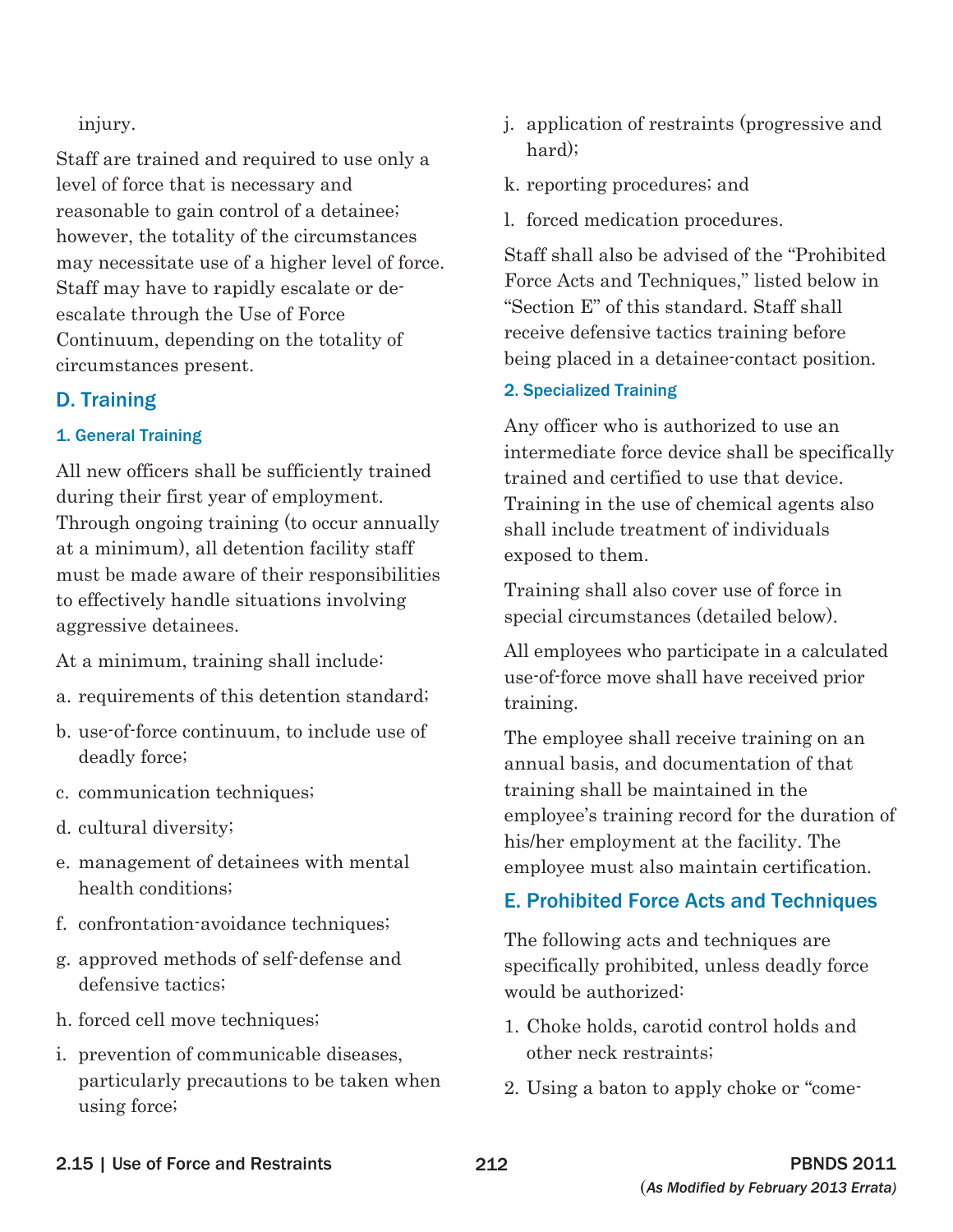injury.

Staff are trained and required to use only a level of force that is necessary and reasonable to gain control of a detainee; however, the totality of the circumstances may necessitate use of a higher level of force. Staff may have to rapidly escalate or de-escalate through the Use of Force Continuum, depending on the totality of circumstances present.

## D. Training

### 1. General Training

All new officers shall be sufficiently trained during their first year of employment. Through ongoing training (to occur annually at a minimum), all detention facility staff must be made aware of their responsibilities to effectively handle situations involving aggressive detainees.

At a minimum, training shall include:

a. requirements of this detention standard;

b. use-of-force continuum, to include use of deadly force;

c. communication techniques;

d. cultural diversity;

e. management of detainees with mental health conditions;

f. confrontation-avoidance techniques;

g. approved methods of self-defense and defensive tactics;

h. forced cell move techniques;

i. prevention of communicable diseases, particularly precautions to be taken when using force;

j. application of restraints (progressive and hard);

k. reporting procedures; and

l. forced medication procedures.

Staff shall also be advised of the "Prohibited Force Acts and Techniques," listed below in "Section E" of this standard. Staff shall receive defensive tactics training before being placed in a detainee-contact position.

### 2. Specialized Training

Any officer who is authorized to use an intermediate force device shall be specifically trained and certified to use that device. Training in the use of chemical agents also shall include treatment of individuals exposed to them.

Training shall also cover use of force in special circumstances (detailed below).

All employees who participate in a calculated use-of-force move shall have received prior training.

The employee shall receive training on an annual basis, and documentation of that training shall be maintained in the employee's training record for the duration of his/her employment at the facility. The employee must also maintain certification.

## E. Prohibited Force Acts and Techniques

The following acts and techniques are specifically prohibited, unless deadly force would be authorized:

1. Choke holds, carotid control holds and other neck restraints;

2. Using a baton to apply choke or "come-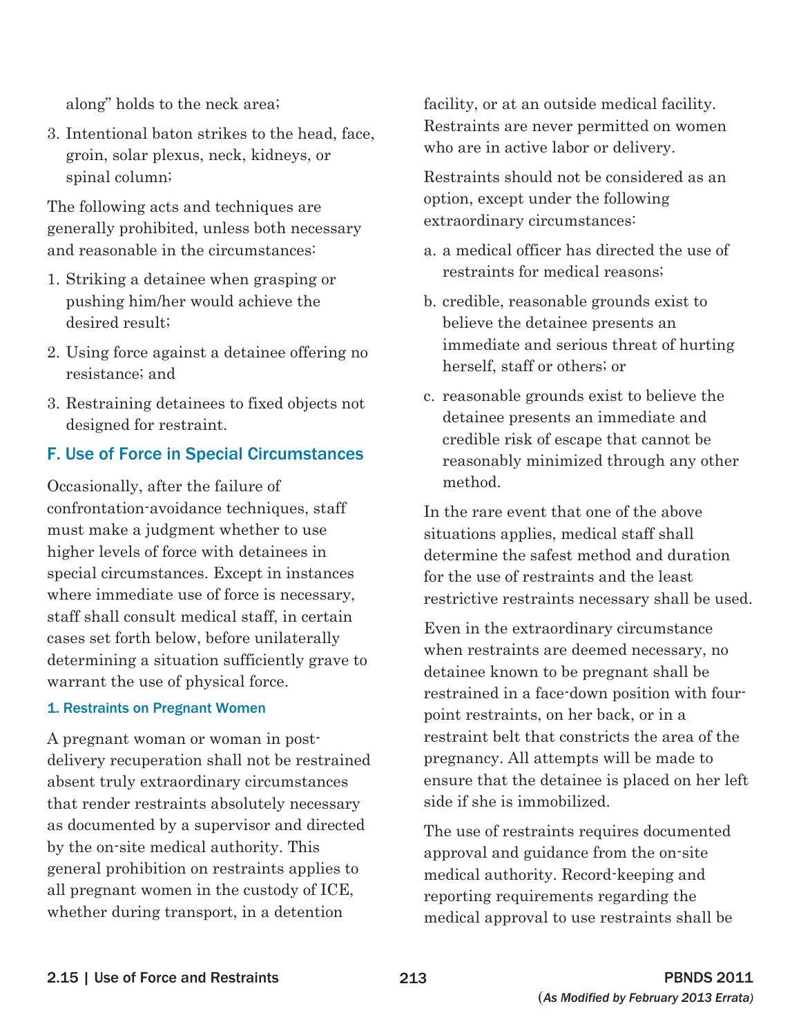along" holds to the neck area;

3. Intentional baton strikes to the head, face, groin, solar plexus, neck, kidneys, or spinal column;

The following acts and techniques are generally prohibited, unless both necessary and reasonable in the circumstances:

1. Striking a detainee when grasping or pushing him/her would achieve the desired result;
2. Using force against a detainee offering no resistance; and
3. Restraining detainees to fixed objects not designed for restraint.

## F. Use of Force in Special Circumstances

Occasionally, after the failure of confrontation-avoidance techniques, staff must make a judgment whether to use higher levels of force with detainees in special circumstances. Except in instances where immediate use of force is necessary, staff shall consult medical staff, in certain cases set forth below, before unilaterally determining a situation sufficiently grave to warrant the use of physical force.

### 1. Restraints on Pregnant Women

A pregnant woman or woman in post-delivery recuperation shall not be restrained absent truly extraordinary circumstances that render restraints absolutely necessary as documented by a supervisor and directed by the on-site medical authority. This general prohibition on restraints applies to all pregnant women in the custody of ICE, whether during transport, in a detention facility, or at an outside medical facility. Restraints are never permitted on women who are in active labor or delivery.

Restraints should not be considered as an option, except under the following extraordinary circumstances:

a. a medical officer has directed the use of restraints for medical reasons;

b. credible, reasonable grounds exist to believe the detainee presents an immediate and serious threat of hurting herself, staff or others; or

c. reasonable grounds exist to believe the detainee presents an immediate and credible risk of escape that cannot be reasonably minimized through any other method.

In the rare event that one of the above situations applies, medical staff shall determine the safest method and duration for the use of restraints and the least restrictive restraints necessary shall be used.

Even in the extraordinary circumstance when restraints are deemed necessary, no detainee known to be pregnant shall be restrained in a face-down position with four-point restraints, on her back, or in a restraint belt that constricts the area of the pregnancy. All attempts will be made to ensure that the detainee is placed on her left side if she is immobilized.

The use of restraints requires documented approval and guidance from the on-site medical authority. Record-keeping and reporting requirements regarding the medical approval to use restraints shall be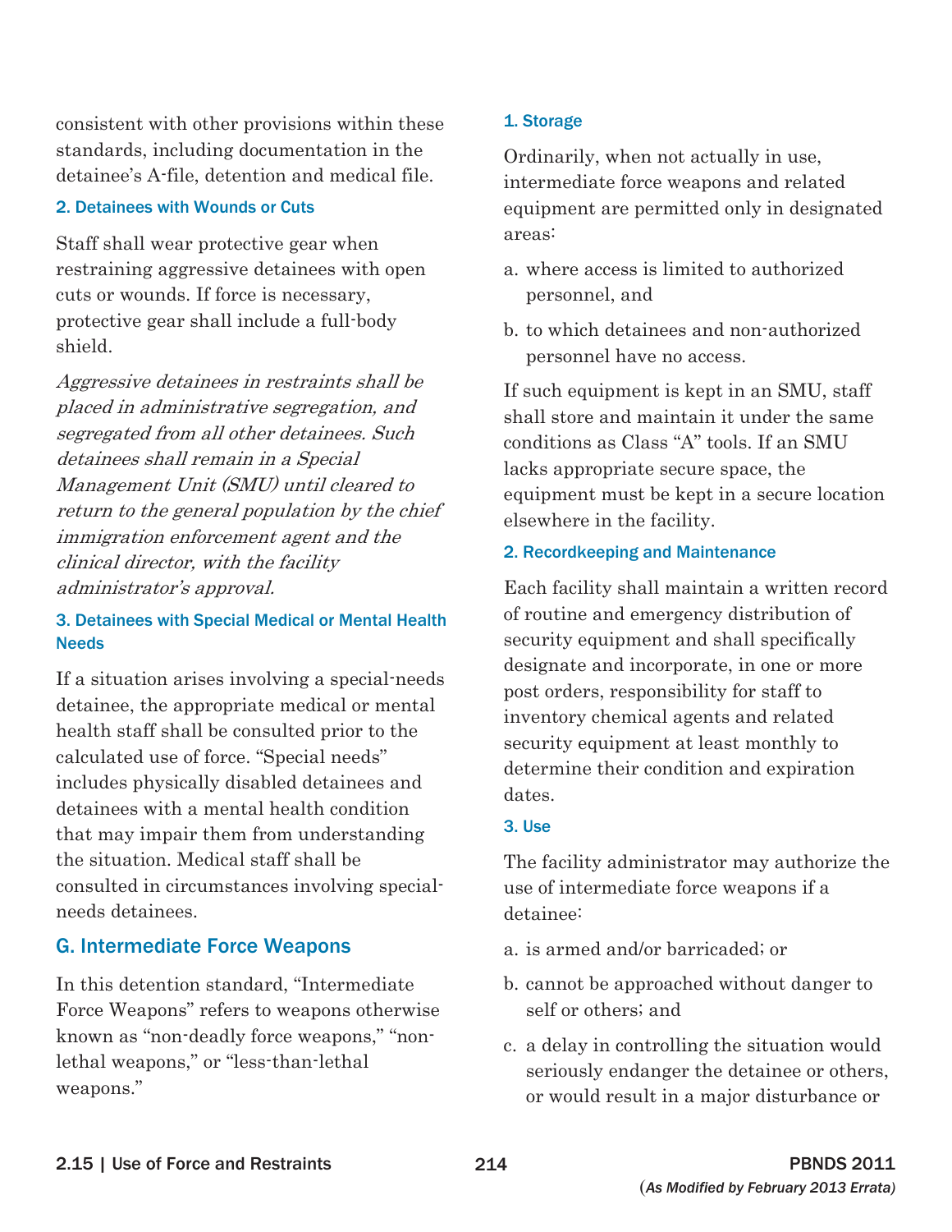consistent with other provisions within these standards, including documentation in the detainee's A-file, detention and medical file.

### 2. Detainees with Wounds or Cuts

Staff shall wear protective gear when restraining aggressive detainees with open cuts or wounds. If force is necessary, protective gear shall include a full-body shield.

*Aggressive detainees in restraints shall be placed in administrative segregation, and segregated from all other detainees. Such detainees shall remain in a Special Management Unit (SMU) until cleared to return to the general population by the chief immigration enforcement agent and the clinical director, with the facility administrator's approval.*

### 3. Detainees with Special Medical or Mental Health Needs

If a situation arises involving a special-needs detainee, the appropriate medical or mental health staff shall be consulted prior to the calculated use of force. "Special needs" includes physically disabled detainees and detainees with a mental health condition that may impair them from understanding the situation. Medical staff shall be consulted in circumstances involving special-needs detainees.

## G. Intermediate Force Weapons

In this detention standard, "Intermediate Force Weapons" refers to weapons otherwise known as "non-deadly force weapons," "non-lethal weapons," or "less-than-lethal weapons."

### 1. Storage

Ordinarily, when not actually in use, intermediate force weapons and related equipment are permitted only in designated areas:

a. where access is limited to authorized personnel, and

b. to which detainees and non-authorized personnel have no access.

If such equipment is kept in an SMU, staff shall store and maintain it under the same conditions as Class "A" tools. If an SMU lacks appropriate secure space, the equipment must be kept in a secure location elsewhere in the facility.

### 2. Recordkeeping and Maintenance

Each facility shall maintain a written record of routine and emergency distribution of security equipment and shall specifically designate and incorporate, in one or more post orders, responsibility for staff to inventory chemical agents and related security equipment at least monthly to determine their condition and expiration dates.

### 3. Use

The facility administrator may authorize the use of intermediate force weapons if a detainee:

a. is armed and/or barricaded; or

b. cannot be approached without danger to self or others; and

c. a delay in controlling the situation would seriously endanger the detainee or others, or would result in a major disturbance or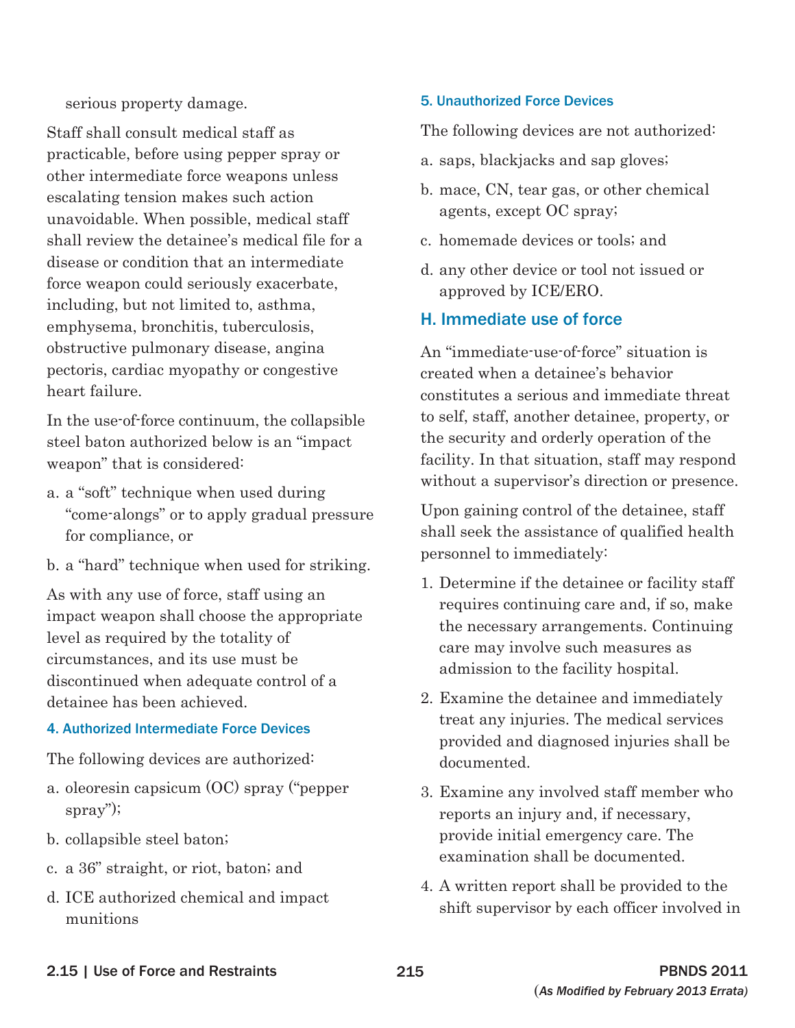serious property damage.

Staff shall consult medical staff as practicable, before using pepper spray or other intermediate force weapons unless escalating tension makes such action unavoidable. When possible, medical staff shall review the detainee's medical file for a disease or condition that an intermediate force weapon could seriously exacerbate, including, but not limited to, asthma, emphysema, bronchitis, tuberculosis, obstructive pulmonary disease, angina pectoris, cardiac myopathy or congestive heart failure.

In the use-of-force continuum, the collapsible steel baton authorized below is an "impact weapon" that is considered:

a. a "soft" technique when used during "come-alongs" or to apply gradual pressure for compliance, or

b. a "hard" technique when used for striking.

As with any use of force, staff using an impact weapon shall choose the appropriate level as required by the totality of circumstances, and its use must be discontinued when adequate control of a detainee has been achieved.

#### 4. Authorized Intermediate Force Devices

The following devices are authorized:

a. oleoresin capsicum (OC) spray ("pepper spray");

b. collapsible steel baton;

c. a 36" straight, or riot, baton; and

d. ICE authorized chemical and impact munitions

#### 5. Unauthorized Force Devices

The following devices are not authorized:

a. saps, blackjacks and sap gloves;

b. mace, CN, tear gas, or other chemical agents, except OC spray;

c. homemade devices or tools; and

d. any other device or tool not issued or approved by ICE/ERO.

### H. Immediate use of force

An "immediate-use-of-force" situation is created when a detainee's behavior constitutes a serious and immediate threat to self, staff, another detainee, property, or the security and orderly operation of the facility. In that situation, staff may respond without a supervisor's direction or presence.

Upon gaining control of the detainee, staff shall seek the assistance of qualified health personnel to immediately:

1. Determine if the detainee or facility staff requires continuing care and, if so, make the necessary arrangements. Continuing care may involve such measures as admission to the facility hospital.
2. Examine the detainee and immediately treat any injuries. The medical services provided and diagnosed injuries shall be documented.
3. Examine any involved staff member who reports an injury and, if necessary, provide initial emergency care. The examination shall be documented.
4. A written report shall be provided to the shift supervisor by each officer involved in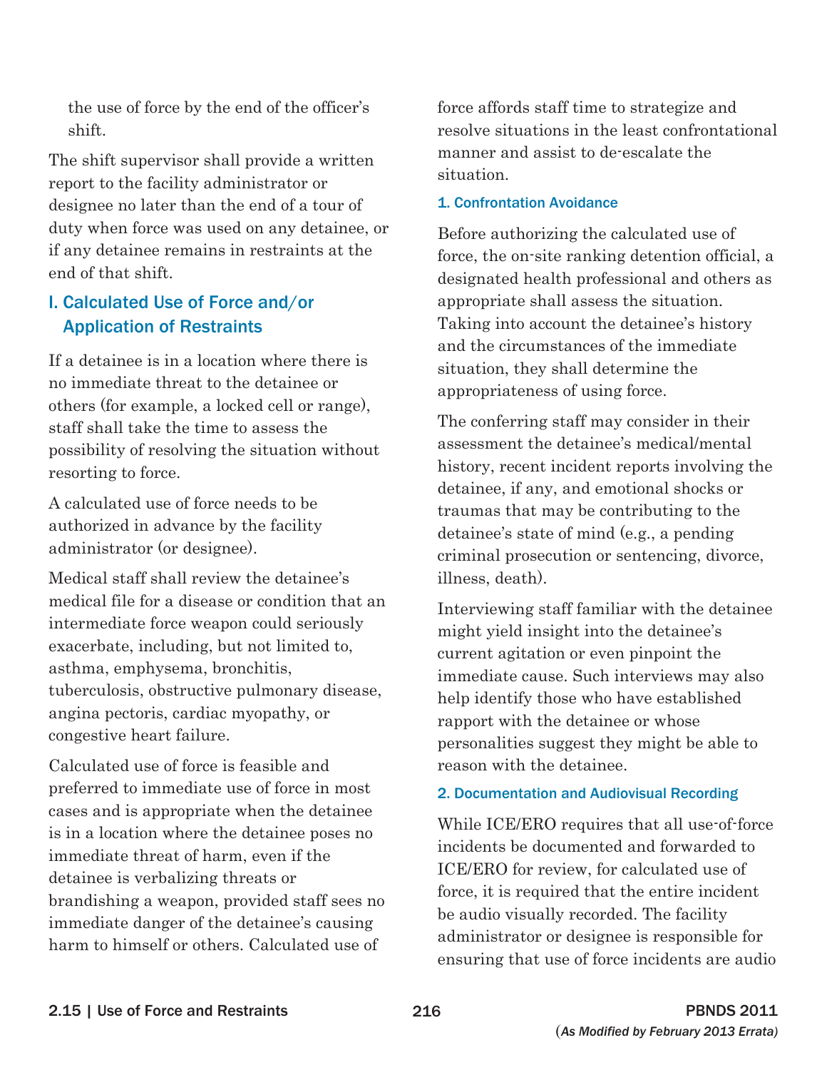the use of force by the end of the officer's shift.

The shift supervisor shall provide a written report to the facility administrator or designee no later than the end of a tour of duty when force was used on any detainee, or if any detainee remains in restraints at the end of that shift.

## I. Calculated Use of Force and/or Application of Restraints

If a detainee is in a location where there is no immediate threat to the detainee or others (for example, a locked cell or range), staff shall take the time to assess the possibility of resolving the situation without resorting to force.

A calculated use of force needs to be authorized in advance by the facility administrator (or designee).

Medical staff shall review the detainee's medical file for a disease or condition that an intermediate force weapon could seriously exacerbate, including, but not limited to, asthma, emphysema, bronchitis, tuberculosis, obstructive pulmonary disease, angina pectoris, cardiac myopathy, or congestive heart failure.

Calculated use of force is feasible and preferred to immediate use of force in most cases and is appropriate when the detainee is in a location where the detainee poses no immediate threat of harm, even if the detainee is verbalizing threats or brandishing a weapon, provided staff sees no immediate danger of the detainee's causing harm to himself or others. Calculated use of force affords staff time to strategize and resolve situations in the least confrontational manner and assist to de-escalate the situation.

### 1. Confrontation Avoidance

Before authorizing the calculated use of force, the on-site ranking detention official, a designated health professional and others as appropriate shall assess the situation. Taking into account the detainee's history and the circumstances of the immediate situation, they shall determine the appropriateness of using force.

The conferring staff may consider in their assessment the detainee's medical/mental history, recent incident reports involving the detainee, if any, and emotional shocks or traumas that may be contributing to the detainee's state of mind (e.g., a pending criminal prosecution or sentencing, divorce, illness, death).

Interviewing staff familiar with the detainee might yield insight into the detainee's current agitation or even pinpoint the immediate cause. Such interviews may also help identify those who have established rapport with the detainee or whose personalities suggest they might be able to reason with the detainee.

### 2. Documentation and Audiovisual Recording

While ICE/ERO requires that all use-of-force incidents be documented and forwarded to ICE/ERO for review, for calculated use of force, it is required that the entire incident be audio visually recorded. The facility administrator or designee is responsible for ensuring that use of force incidents are audio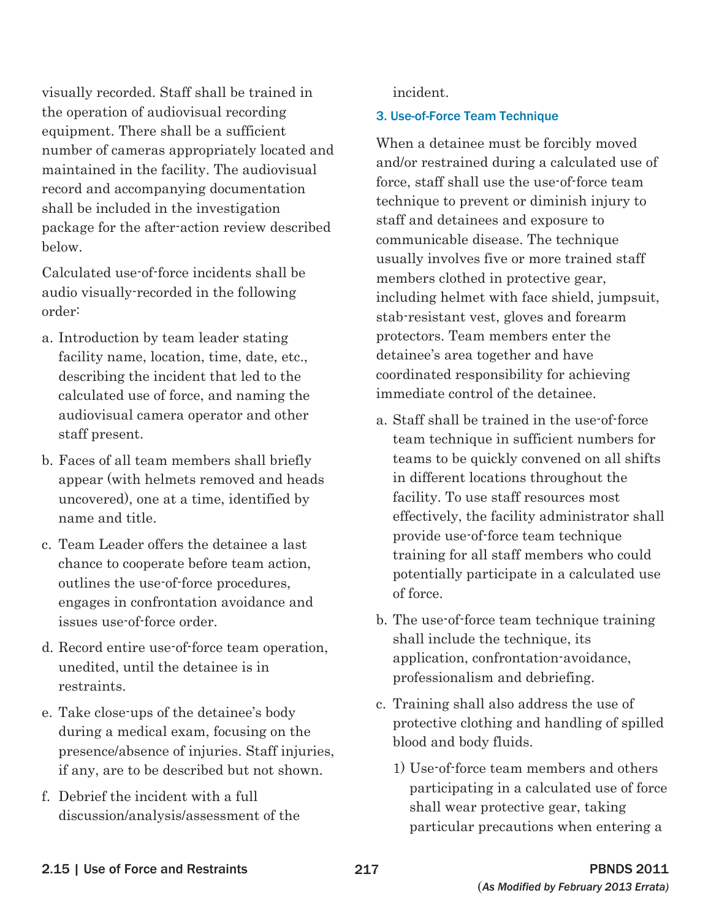visually recorded. Staff shall be trained in the operation of audiovisual recording equipment. There shall be a sufficient number of cameras appropriately located and maintained in the facility. The audiovisual record and accompanying documentation shall be included in the investigation package for the after-action review described below.

Calculated use-of-force incidents shall be audio visually-recorded in the following order:

a. Introduction by team leader stating facility name, location, time, date, etc., describing the incident that led to the calculated use of force, and naming the audiovisual camera operator and other staff present.

b. Faces of all team members shall briefly appear (with helmets removed and heads uncovered), one at a time, identified by name and title.

c. Team Leader offers the detainee a last chance to cooperate before team action, outlines the use-of-force procedures, engages in confrontation avoidance and issues use-of-force order.

d. Record entire use-of-force team operation, unedited, until the detainee is in restraints.

e. Take close-ups of the detainee's body during a medical exam, focusing on the presence/absence of injuries. Staff injuries, if any, are to be described but not shown.

f. Debrief the incident with a full discussion/analysis/assessment of the incident.

### 3. Use-of-Force Team Technique

When a detainee must be forcibly moved and/or restrained during a calculated use of force, staff shall use the use-of-force team technique to prevent or diminish injury to staff and detainees and exposure to communicable disease. The technique usually involves five or more trained staff members clothed in protective gear, including helmet with face shield, jumpsuit, stab-resistant vest, gloves and forearm protectors. Team members enter the detainee's area together and have coordinated responsibility for achieving immediate control of the detainee.

a. Staff shall be trained in the use-of-force team technique in sufficient numbers for teams to be quickly convened on all shifts in different locations throughout the facility. To use staff resources most effectively, the facility administrator shall provide use-of-force team technique training for all staff members who could potentially participate in a calculated use of force.

b. The use-of-force team technique training shall include the technique, its application, confrontation-avoidance, professionalism and debriefing.

c. Training shall also address the use of protective clothing and handling of spilled blood and body fluids.

   1) Use-of-force team members and others participating in a calculated use of force shall wear protective gear, taking particular precautions when entering a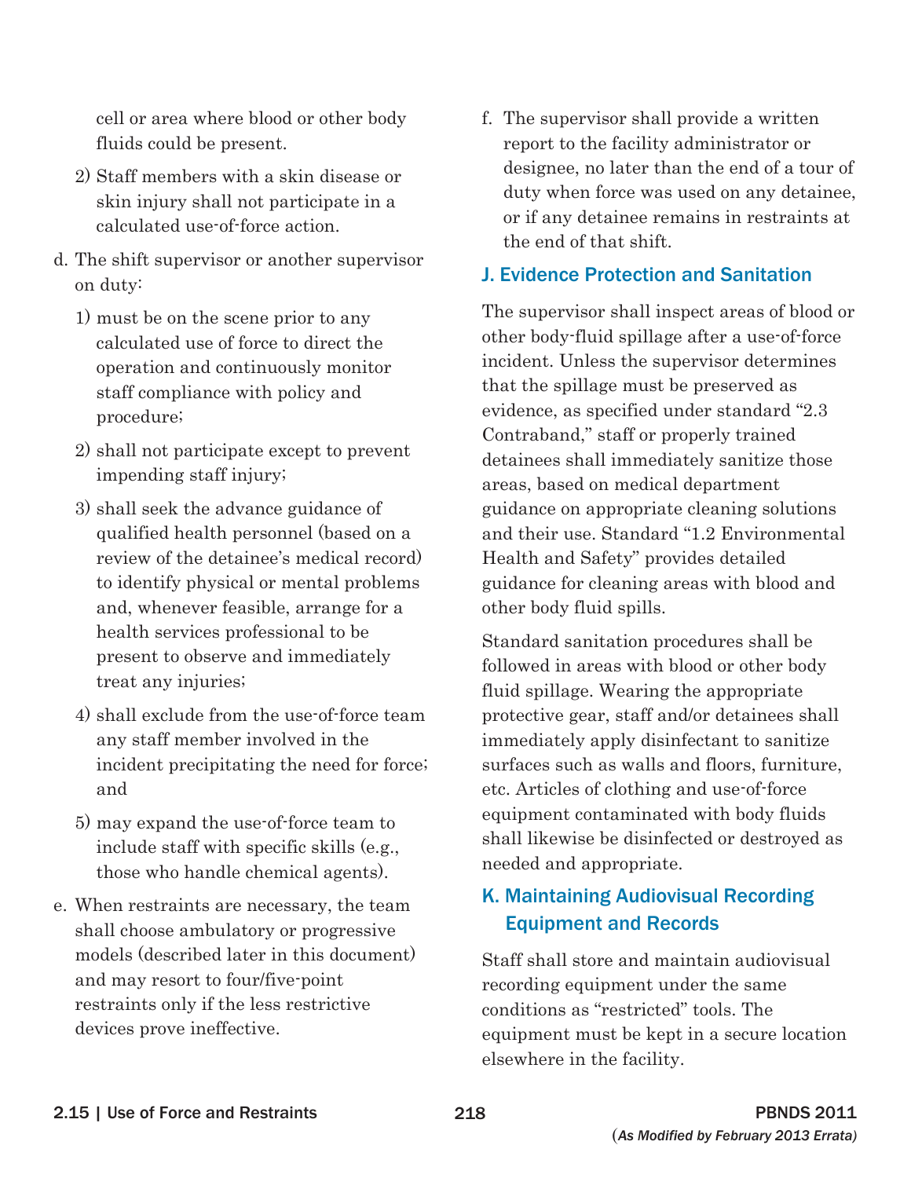cell or area where blood or other body fluids could be present.

2) Staff members with a skin disease or skin injury shall not participate in a calculated use-of-force action.

d. The shift supervisor or another supervisor on duty:

   1) must be on the scene prior to any calculated use of force to direct the operation and continuously monitor staff compliance with policy and procedure;

   2) shall not participate except to prevent impending staff injury;

   3) shall seek the advance guidance of qualified health personnel (based on a review of the detainee's medical record) to identify physical or mental problems and, whenever feasible, arrange for a health services professional to be present to observe and immediately treat any injuries;

   4) shall exclude from the use-of-force team any staff member involved in the incident precipitating the need for force; and

   5) may expand the use-of-force team to include staff with specific skills (e.g., those who handle chemical agents).

e. When restraints are necessary, the team shall choose ambulatory or progressive models (described later in this document) and may resort to four/five-point restraints only if the less restrictive devices prove ineffective.

f. The supervisor shall provide a written report to the facility administrator or designee, no later than the end of a tour of duty when force was used on any detainee, or if any detainee remains in restraints at the end of that shift.

## J. Evidence Protection and Sanitation

The supervisor shall inspect areas of blood or other body-fluid spillage after a use-of-force incident. Unless the supervisor determines that the spillage must be preserved as evidence, as specified under standard "2.3 Contraband," staff or properly trained detainees shall immediately sanitize those areas, based on medical department guidance on appropriate cleaning solutions and their use. Standard "1.2 Environmental Health and Safety" provides detailed guidance for cleaning areas with blood and other body fluid spills.

Standard sanitation procedures shall be followed in areas with blood or other body fluid spillage. Wearing the appropriate protective gear, staff and/or detainees shall immediately apply disinfectant to sanitize surfaces such as walls and floors, furniture, etc. Articles of clothing and use-of-force equipment contaminated with body fluids shall likewise be disinfected or destroyed as needed and appropriate.

## K. Maintaining Audiovisual Recording Equipment and Records

Staff shall store and maintain audiovisual recording equipment under the same conditions as "restricted" tools. The equipment must be kept in a secure location elsewhere in the facility.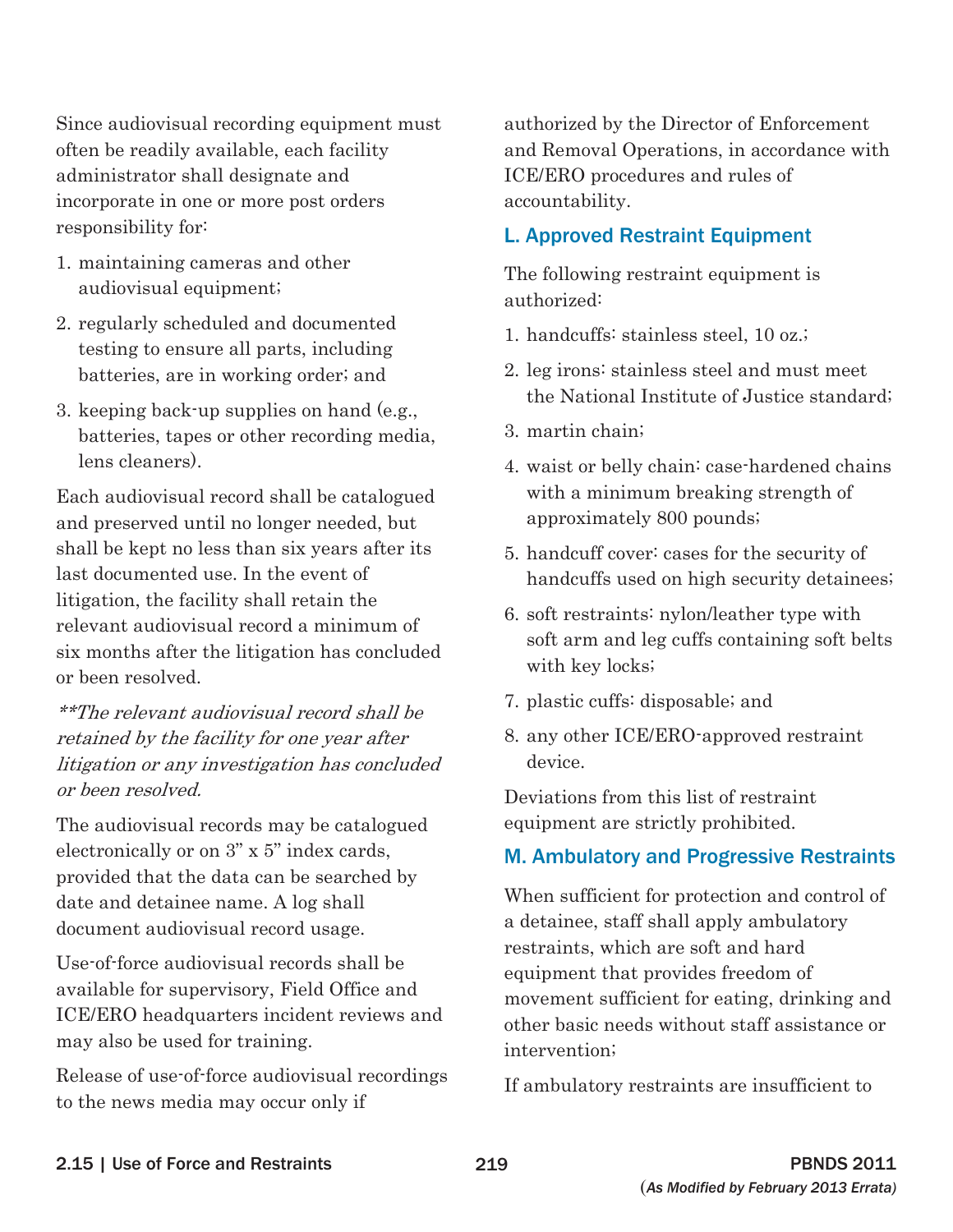Since audiovisual recording equipment must often be readily available, each facility administrator shall designate and incorporate in one or more post orders responsibility for:

1. maintaining cameras and other audiovisual equipment;
2. regularly scheduled and documented testing to ensure all parts, including batteries, are in working order; and
3. keeping back-up supplies on hand (e.g., batteries, tapes or other recording media, lens cleaners).

Each audiovisual record shall be catalogued and preserved until no longer needed, but shall be kept no less than six years after its last documented use. In the event of litigation, the facility shall retain the relevant audiovisual record a minimum of six months after the litigation has concluded or been resolved.

*\*\*The relevant audiovisual record shall be retained by the facility for one year after litigation or any investigation has concluded or been resolved.*

The audiovisual records may be catalogued electronically or on 3" x 5" index cards, provided that the data can be searched by date and detainee name. A log shall document audiovisual record usage.

Use-of-force audiovisual records shall be available for supervisory, Field Office and ICE/ERO headquarters incident reviews and may also be used for training.

Release of use-of-force audiovisual recordings to the news media may occur only if authorized by the Director of Enforcement and Removal Operations, in accordance with ICE/ERO procedures and rules of accountability.

## L. Approved Restraint Equipment

The following restraint equipment is authorized:

1. handcuffs: stainless steel, 10 oz.;
2. leg irons: stainless steel and must meet the National Institute of Justice standard;
3. martin chain;
4. waist or belly chain: case-hardened chains with a minimum breaking strength of approximately 800 pounds;
5. handcuff cover: cases for the security of handcuffs used on high security detainees;
6. soft restraints: nylon/leather type with soft arm and leg cuffs containing soft belts with key locks;
7. plastic cuffs: disposable; and
8. any other ICE/ERO-approved restraint device.

Deviations from this list of restraint equipment are strictly prohibited.

## M. Ambulatory and Progressive Restraints

When sufficient for protection and control of a detainee, staff shall apply ambulatory restraints, which are soft and hard equipment that provides freedom of movement sufficient for eating, drinking and other basic needs without staff assistance or intervention;

If ambulatory restraints are insufficient to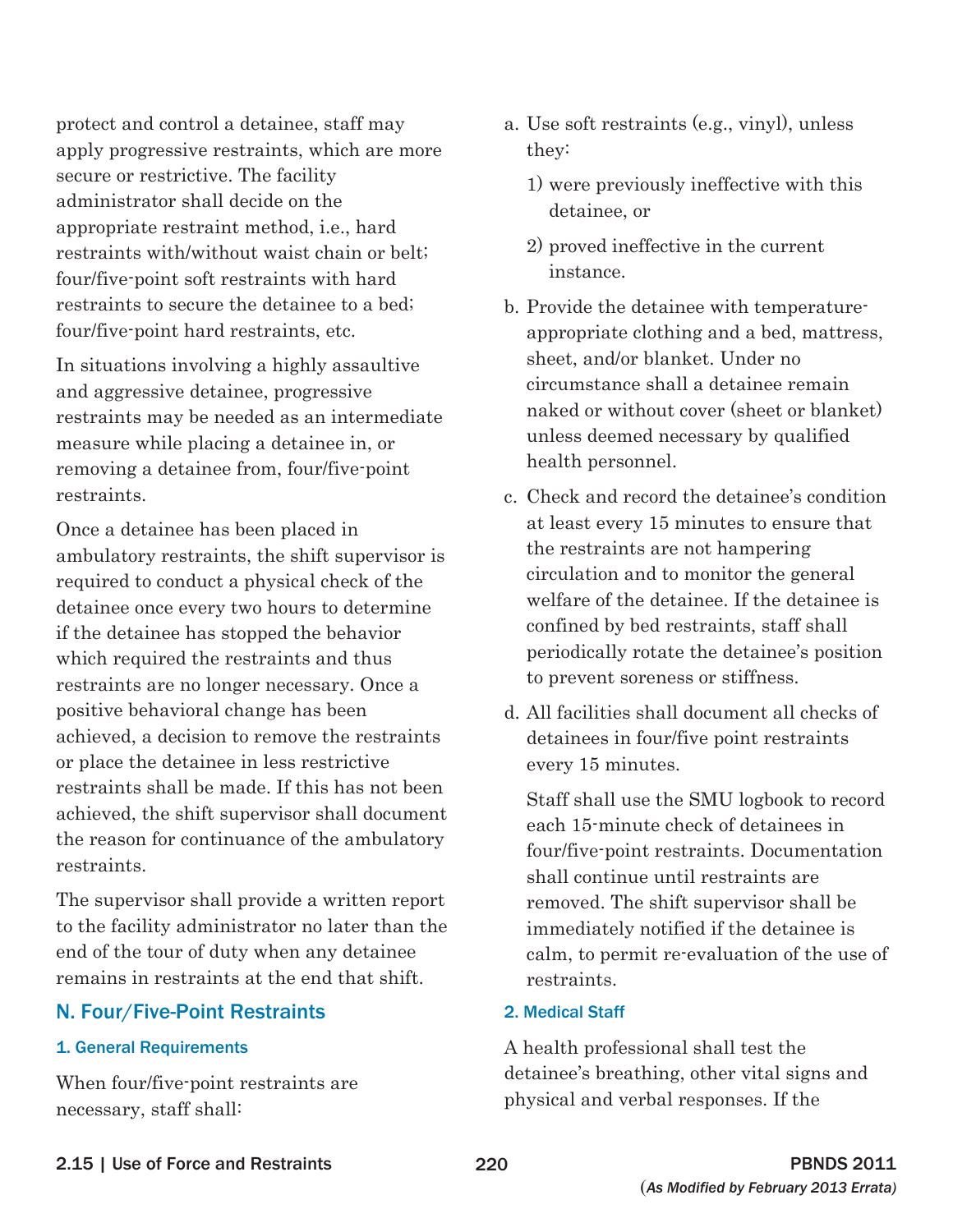protect and control a detainee, staff may apply progressive restraints, which are more secure or restrictive. The facility administrator shall decide on the appropriate restraint method, i.e., hard restraints with/without waist chain or belt; four/five-point soft restraints with hard restraints to secure the detainee to a bed; four/five-point hard restraints, etc.

In situations involving a highly assaultive and aggressive detainee, progressive restraints may be needed as an intermediate measure while placing a detainee in, or removing a detainee from, four/five-point restraints.

Once a detainee has been placed in ambulatory restraints, the shift supervisor is required to conduct a physical check of the detainee once every two hours to determine if the detainee has stopped the behavior which required the restraints and thus restraints are no longer necessary. Once a positive behavioral change has been achieved, a decision to remove the restraints or place the detainee in less restrictive restraints shall be made. If this has not been achieved, the shift supervisor shall document the reason for continuance of the ambulatory restraints.

The supervisor shall provide a written report to the facility administrator no later than the end of the tour of duty when any detainee remains in restraints at the end that shift.

## N. Four/Five-Point Restraints

### 1. General Requirements

When four/five-point restraints are necessary, staff shall:

a. Use soft restraints (e.g., vinyl), unless they:
   1) were previously ineffective with this detainee, or
   2) proved ineffective in the current instance.

b. Provide the detainee with temperature-appropriate clothing and a bed, mattress, sheet, and/or blanket. Under no circumstance shall a detainee remain naked or without cover (sheet or blanket) unless deemed necessary by qualified health personnel.

c. Check and record the detainee's condition at least every 15 minutes to ensure that the restraints are not hampering circulation and to monitor the general welfare of the detainee. If the detainee is confined by bed restraints, staff shall periodically rotate the detainee's position to prevent soreness or stiffness.

d. All facilities shall document all checks of detainees in four/five point restraints every 15 minutes.

   Staff shall use the SMU logbook to record each 15-minute check of detainees in four/five-point restraints. Documentation shall continue until restraints are removed. The shift supervisor shall be immediately notified if the detainee is calm, to permit re-evaluation of the use of restraints.

### 2. Medical Staff

A health professional shall test the detainee's breathing, other vital signs and physical and verbal responses. If the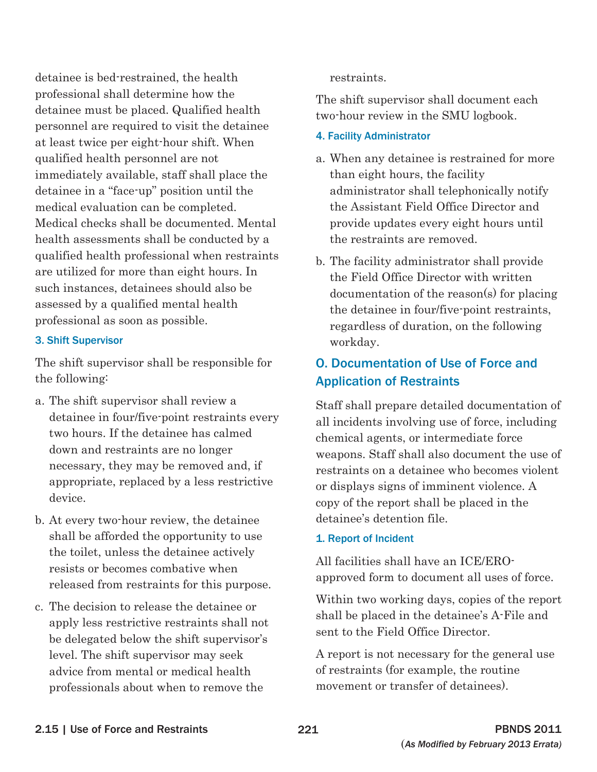detainee is bed-restrained, the health professional shall determine how the detainee must be placed. Qualified health personnel are required to visit the detainee at least twice per eight-hour shift. When qualified health personnel are not immediately available, staff shall place the detainee in a "face-up" position until the medical evaluation can be completed. Medical checks shall be documented. Mental health assessments shall be conducted by a qualified health professional when restraints are utilized for more than eight hours. In such instances, detainees should also be assessed by a qualified mental health professional as soon as possible.

#### 3. Shift Supervisor

The shift supervisor shall be responsible for the following:

a. The shift supervisor shall review a detainee in four/five-point restraints every two hours. If the detainee has calmed down and restraints are no longer necessary, they may be removed and, if appropriate, replaced by a less restrictive device.

b. At every two-hour review, the detainee shall be afforded the opportunity to use the toilet, unless the detainee actively resists or becomes combative when released from restraints for this purpose.

c. The decision to release the detainee or apply less restrictive restraints shall not be delegated below the shift supervisor's level. The shift supervisor may seek advice from mental or medical health professionals about when to remove the restraints.

The shift supervisor shall document each two-hour review in the SMU logbook.

#### 4. Facility Administrator

a. When any detainee is restrained for more than eight hours, the facility administrator shall telephonically notify the Assistant Field Office Director and provide updates every eight hours until the restraints are removed.

b. The facility administrator shall provide the Field Office Director with written documentation of the reason(s) for placing the detainee in four/five-point restraints, regardless of duration, on the following workday.

## O. Documentation of Use of Force and Application of Restraints

Staff shall prepare detailed documentation of all incidents involving use of force, including chemical agents, or intermediate force weapons. Staff shall also document the use of restraints on a detainee who becomes violent or displays signs of imminent violence. A copy of the report shall be placed in the detainee's detention file.

#### 1. Report of Incident

All facilities shall have an ICE/ERO-approved form to document all uses of force.

Within two working days, copies of the report shall be placed in the detainee's A-File and sent to the Field Office Director.

A report is not necessary for the general use of restraints (for example, the routine movement or transfer of detainees).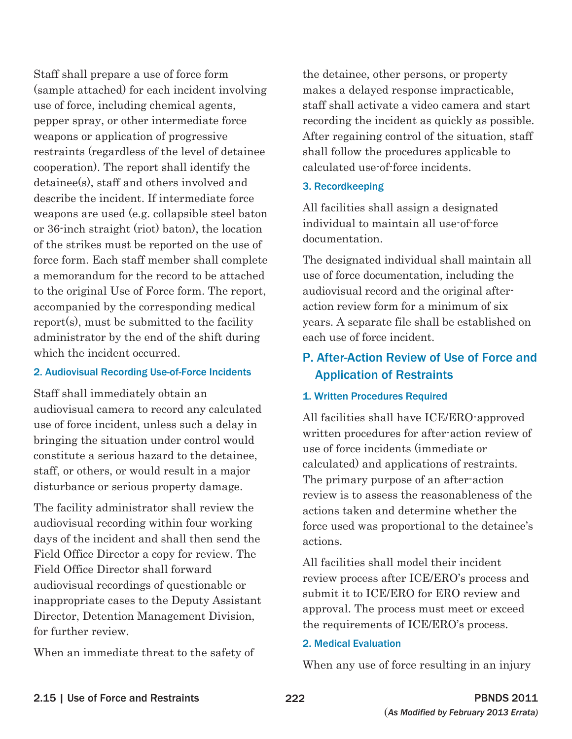Staff shall prepare a use of force form (sample attached) for each incident involving use of force, including chemical agents, pepper spray, or other intermediate force weapons or application of progressive restraints (regardless of the level of detainee cooperation). The report shall identify the detainee(s), staff and others involved and describe the incident. If intermediate force weapons are used (e.g. collapsible steel baton or 36-inch straight (riot) baton), the location of the strikes must be reported on the use of force form. Each staff member shall complete a memorandum for the record to be attached to the original Use of Force form. The report, accompanied by the corresponding medical report(s), must be submitted to the facility administrator by the end of the shift during which the incident occurred.

#### 2. Audiovisual Recording Use-of-Force Incidents

Staff shall immediately obtain an audiovisual camera to record any calculated use of force incident, unless such a delay in bringing the situation under control would constitute a serious hazard to the detainee, staff, or others, or would result in a major disturbance or serious property damage.

The facility administrator shall review the audiovisual recording within four working days of the incident and shall then send the Field Office Director a copy for review. The Field Office Director shall forward audiovisual recordings of questionable or inappropriate cases to the Deputy Assistant Director, Detention Management Division, for further review.

When an immediate threat to the safety of the detainee, other persons, or property makes a delayed response impracticable, staff shall activate a video camera and start recording the incident as quickly as possible. After regaining control of the situation, staff shall follow the procedures applicable to calculated use-of-force incidents.

#### 3. Recordkeeping

All facilities shall assign a designated individual to maintain all use-of-force documentation.

The designated individual shall maintain all use of force documentation, including the audiovisual record and the original after-action review form for a minimum of six years. A separate file shall be established on each use of force incident.

### P. After-Action Review of Use of Force and Application of Restraints

#### 1. Written Procedures Required

All facilities shall have ICE/ERO-approved written procedures for after-action review of use of force incidents (immediate or calculated) and applications of restraints. The primary purpose of an after-action review is to assess the reasonableness of the actions taken and determine whether the force used was proportional to the detainee's actions.

All facilities shall model their incident review process after ICE/ERO's process and submit it to ICE/ERO for ERO review and approval. The process must meet or exceed the requirements of ICE/ERO's process.

#### 2. Medical Evaluation

When any use of force resulting in an injury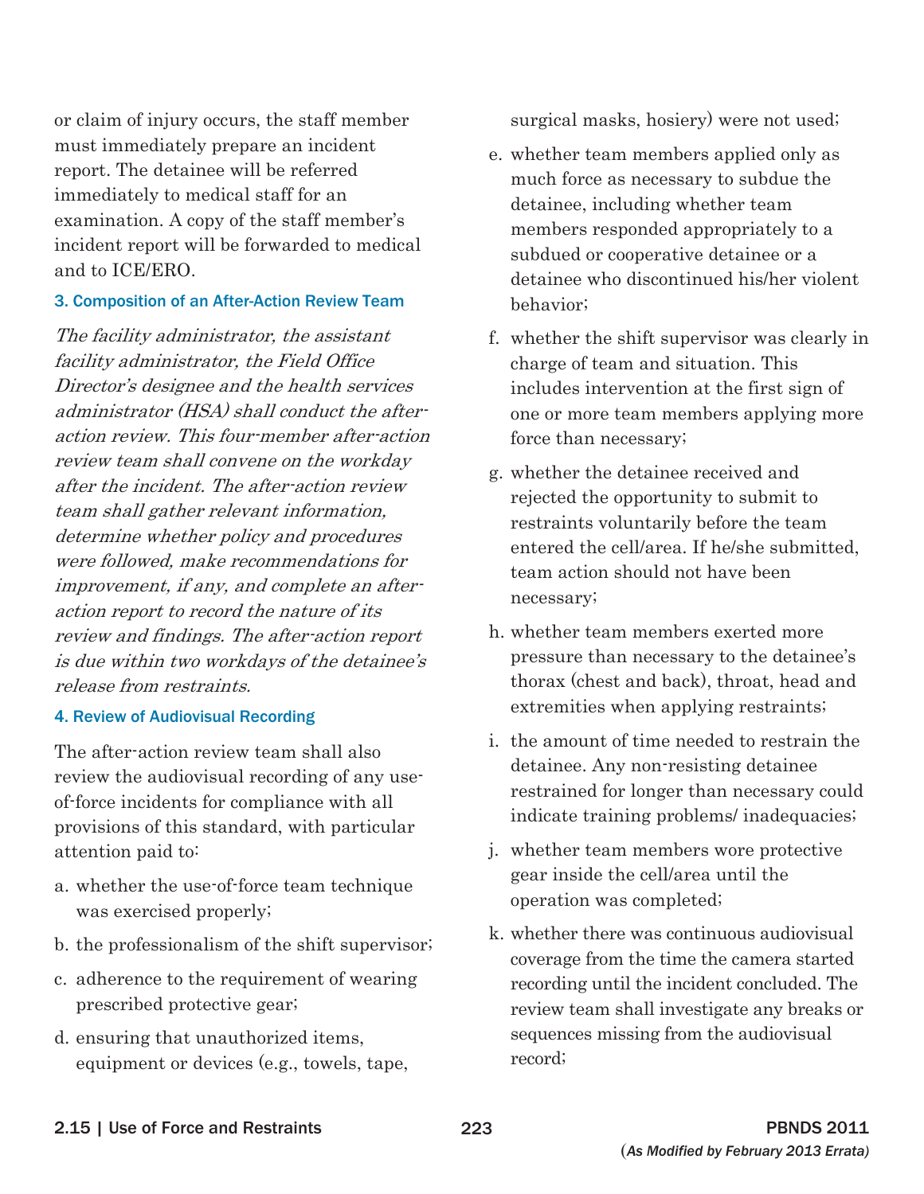or claim of injury occurs, the staff member must immediately prepare an incident report. The detainee will be referred immediately to medical staff for an examination. A copy of the staff member's incident report will be forwarded to medical and to ICE/ERO.

### 3. Composition of an After-Action Review Team

*The facility administrator, the assistant facility administrator, the Field Office Director's designee and the health services administrator (HSA) shall conduct the after-action review. This four-member after-action review team shall convene on the workday after the incident. The after-action review team shall gather relevant information, determine whether policy and procedures were followed, make recommendations for improvement, if any, and complete an after-action report to record the nature of its review and findings. The after-action report is due within two workdays of the detainee's release from restraints.*

### 4. Review of Audiovisual Recording

The after-action review team shall also review the audiovisual recording of any use-of-force incidents for compliance with all provisions of this standard, with particular attention paid to:

a. whether the use-of-force team technique was exercised properly;

b. the professionalism of the shift supervisor;

c. adherence to the requirement of wearing prescribed protective gear;

d. ensuring that unauthorized items, equipment or devices (e.g., towels, tape, surgical masks, hosiery) were not used;

e. whether team members applied only as much force as necessary to subdue the detainee, including whether team members responded appropriately to a subdued or cooperative detainee or a detainee who discontinued his/her violent behavior;

f. whether the shift supervisor was clearly in charge of team and situation. This includes intervention at the first sign of one or more team members applying more force than necessary;

g. whether the detainee received and rejected the opportunity to submit to restraints voluntarily before the team entered the cell/area. If he/she submitted, team action should not have been necessary;

h. whether team members exerted more pressure than necessary to the detainee's thorax (chest and back), throat, head and extremities when applying restraints;

i. the amount of time needed to restrain the detainee. Any non-resisting detainee restrained for longer than necessary could indicate training problems/ inadequacies;

j. whether team members wore protective gear inside the cell/area until the operation was completed;

k. whether there was continuous audiovisual coverage from the time the camera started recording until the incident concluded. The review team shall investigate any breaks or sequences missing from the audiovisual record;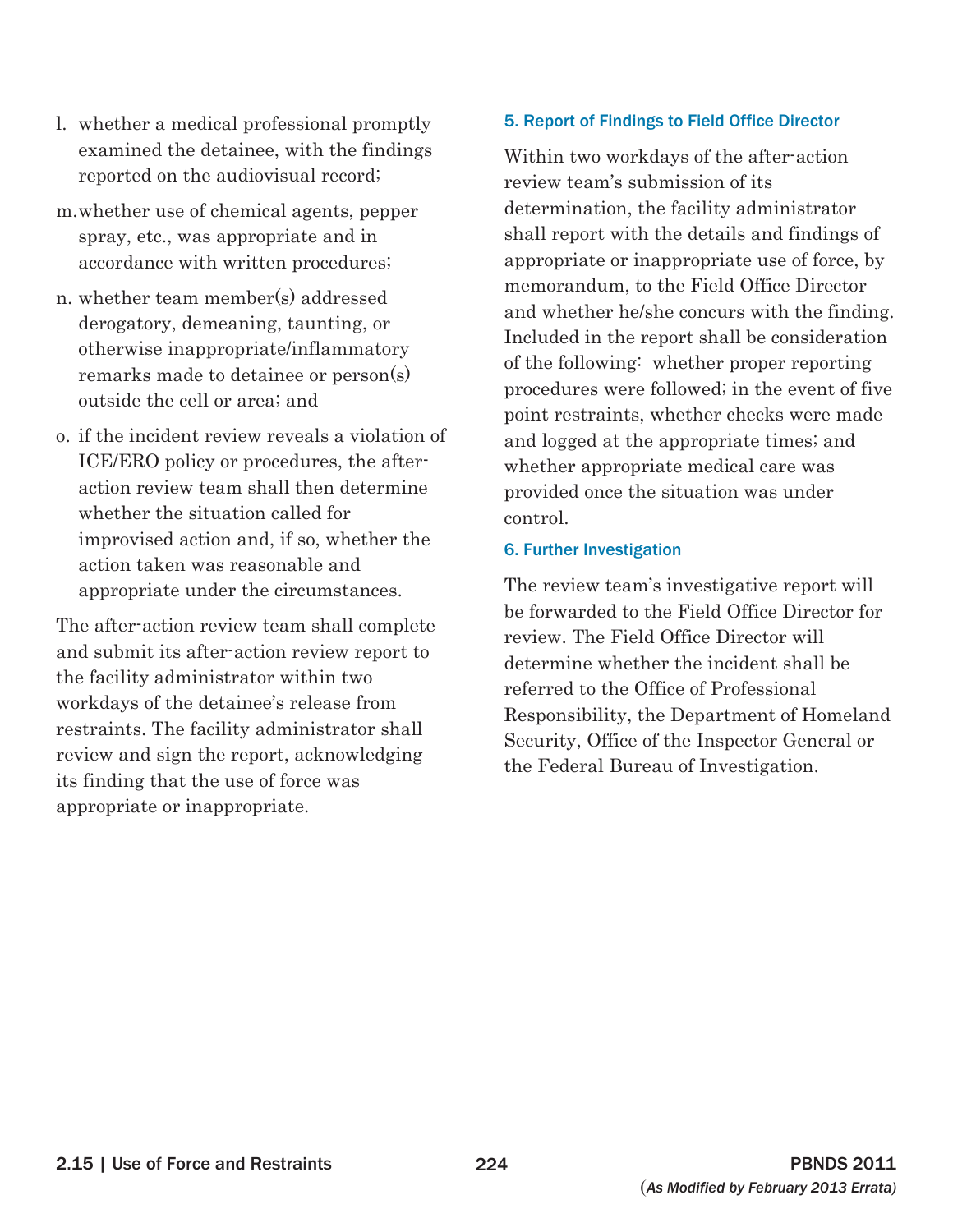l. whether a medical professional promptly examined the detainee, with the findings reported on the audiovisual record;

m. whether use of chemical agents, pepper spray, etc., was appropriate and in accordance with written procedures;

n. whether team member(s) addressed derogatory, demeaning, taunting, or otherwise inappropriate/inflammatory remarks made to detainee or person(s) outside the cell or area; and

o. if the incident review reveals a violation of ICE/ERO policy or procedures, the after-action review team shall then determine whether the situation called for improvised action and, if so, whether the action taken was reasonable and appropriate under the circumstances.

The after-action review team shall complete and submit its after-action review report to the facility administrator within two workdays of the detainee's release from restraints. The facility administrator shall review and sign the report, acknowledging its finding that the use of force was appropriate or inappropriate.

### 5. Report of Findings to Field Office Director

Within two workdays of the after-action review team's submission of its determination, the facility administrator shall report with the details and findings of appropriate or inappropriate use of force, by memorandum, to the Field Office Director and whether he/she concurs with the finding. Included in the report shall be consideration of the following: whether proper reporting procedures were followed; in the event of five point restraints, whether checks were made and logged at the appropriate times; and whether appropriate medical care was provided once the situation was under control.

### 6. Further Investigation

The review team's investigative report will be forwarded to the Field Office Director for review. The Field Office Director will determine whether the incident shall be referred to the Office of Professional Responsibility, the Department of Homeland Security, Office of the Inspector General or the Federal Bureau of Investigation.